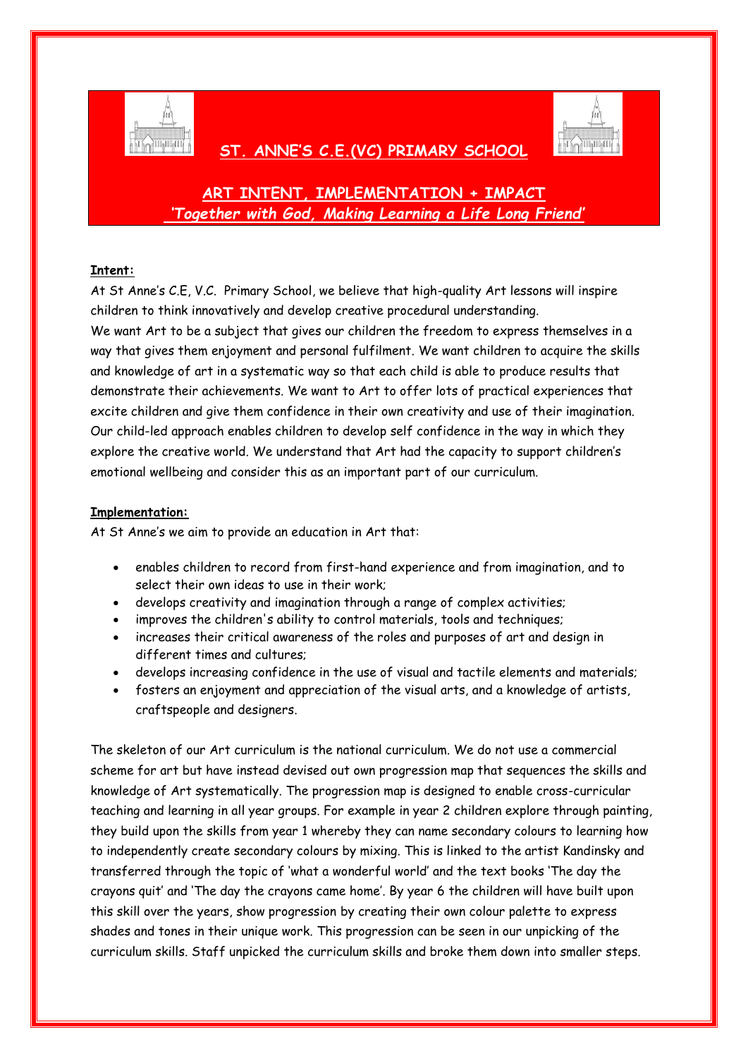# ST. ANNE'S C.E.(VC) PRIMARY SCHOOL

## ART INTENT, IMPLEMENTATION + IMPACT

***'Together with God, Making Learning a Life Long Friend'***

**Intent:**

At St Anne's C.E, V.C. Primary School, we believe that high-quality Art lessons will inspire children to think innovatively and develop creative procedural understanding.

We want Art to be a subject that gives our children the freedom to express themselves in a way that gives them enjoyment and personal fulfilment. We want children to acquire the skills and knowledge of art in a systematic way so that each child is able to produce results that demonstrate their achievements. We want to Art to offer lots of practical experiences that excite children and give them confidence in their own creativity and use of their imagination. Our child-led approach enables children to develop self confidence in the way in which they explore the creative world. We understand that Art had the capacity to support children's emotional wellbeing and consider this as an important part of our curriculum.

**Implementation:**

At St Anne's we aim to provide an education in Art that:

- enables children to record from first-hand experience and from imagination, and to select their own ideas to use in their work;
- develops creativity and imagination through a range of complex activities;
- improves the children's ability to control materials, tools and techniques;
- increases their critical awareness of the roles and purposes of art and design in different times and cultures;
- develops increasing confidence in the use of visual and tactile elements and materials;
- fosters an enjoyment and appreciation of the visual arts, and a knowledge of artists, craftspeople and designers.

The skeleton of our Art curriculum is the national curriculum. We do not use a commercial scheme for art but have instead devised out own progression map that sequences the skills and knowledge of Art systematically. The progression map is designed to enable cross-curricular teaching and learning in all year groups. For example in year 2 children explore through painting, they build upon the skills from year 1 whereby they can name secondary colours to learning how to independently create secondary colours by mixing. This is linked to the artist Kandinsky and transferred through the topic of 'what a wonderful world' and the text books 'The day the crayons quit' and 'The day the crayons came home'. By year 6 the children will have built upon this skill over the years, show progression by creating their own colour palette to express shades and tones in their unique work. This progression can be seen in our unpicking of the curriculum skills. Staff unpicked the curriculum skills and broke them down into smaller steps.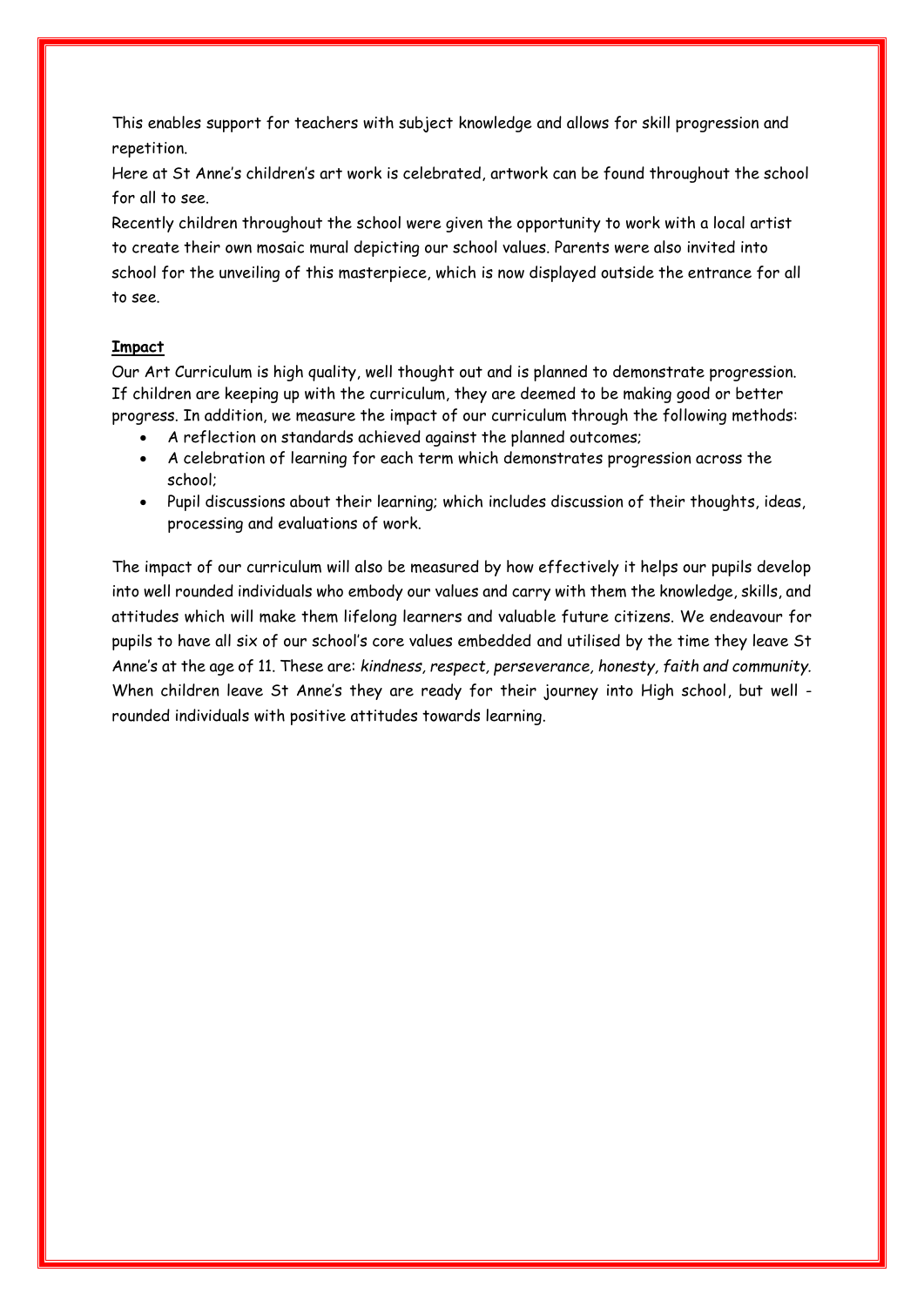This enables support for teachers with subject knowledge and allows for skill progression and repetition.

Here at St Anne's children's art work is celebrated, artwork can be found throughout the school for all to see.

Recently children throughout the school were given the opportunity to work with a local artist to create their own mosaic mural depicting our school values. Parents were also invited into school for the unveiling of this masterpiece, which is now displayed outside the entrance for all to see.

**Impact**

Our Art Curriculum is high quality, well thought out and is planned to demonstrate progression. If children are keeping up with the curriculum, they are deemed to be making good or better progress. In addition, we measure the impact of our curriculum through the following methods:

- A reflection on standards achieved against the planned outcomes;
- A celebration of learning for each term which demonstrates progression across the school;
- Pupil discussions about their learning; which includes discussion of their thoughts, ideas, processing and evaluations of work.

The impact of our curriculum will also be measured by how effectively it helps our pupils develop into well rounded individuals who embody our values and carry with them the knowledge, skills, and attitudes which will make them lifelong learners and valuable future citizens. We endeavour for pupils to have all six of our school's core values embedded and utilised by the time they leave St Anne's at the age of 11. These are: *kindness, respect, perseverance, honesty, faith and community.* When children leave St Anne's they are ready for their journey into High school, but well - rounded individuals with positive attitudes towards learning.